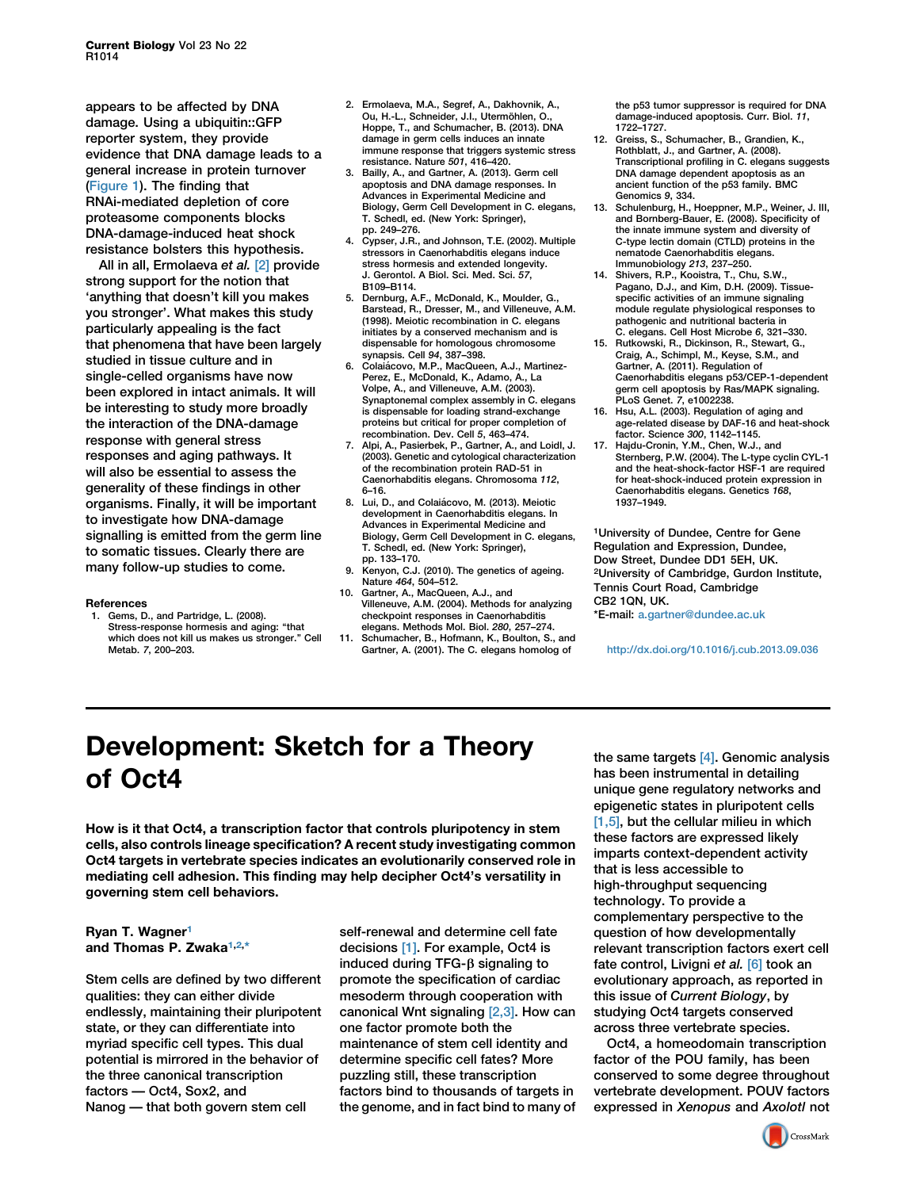appears to be affected by DNA damage. Using a ubiquitin::GFP reporter system, they provide evidence that DNA damage leads to a general increase in protein turnover (Figure 1). The finding that RNAi-mediated depletion of core proteasome components blocks DNA-damage-induced heat shock resistance bolsters this hypothesis.

All in all, Ermolaeva *et al.* [2] provide strong support for the notion that 'anything that doesn't kill you makes you stronger'. What makes this study particularly appealing is the fact that phenomena that have been largely studied in tissue culture and in single-celled organisms have now been explored in intact animals. It will be interesting to study more broadly the interaction of the DNA-damage response with general stress responses and aging pathways. It will also be essential to assess the generality of these findings in other organisms. Finally, it will be important to investigate how DNA-damage signalling is emitted from the germ line to somatic tissues. Clearly there are many follow-up studies to come.

### References

1. Gems, D., and Partridge, L. (2008). Stress-response hormesis and aging: "that which does not kill us makes us stronger." Cell Metab. *7*, 200–203.
2. Ermolaeva, M.A., Segref, A., Dakhovnik, A., Ou, H.-L., Schneider, J.I., Utermöhlen, O., Hoppe, T., and Schumacher, B. (2013). DNA damage in germ cells induces an innate immune response that triggers systemic stress resistance. Nature *501*, 416–420.
3. Bailly, A., and Gartner, A. (2013). Germ cell apoptosis and DNA damage responses. In Advances in Experimental Medicine and Biology, Germ Cell Development in C. elegans, T. Schedl, ed. (New York: Springer), pp. 249–276.
4. Cypser, J.R., and Johnson, T.E. (2002). Multiple stressors in Caenorhabditis elegans induce stress hormesis and extended longevity. J. Gerontol. A Biol. Sci. Med. Sci. *57*, B109–B114.
5. Dernburg, A.F., McDonald, K., Moulder, G., Barstead, R., Dresser, M., and Villeneuve, A.M. (1998). Meiotic recombination in C. elegans initiates by a conserved mechanism and is dispensable for homologous chromosome synapsis. Cell *94*, 387–398.
6. Colaiácovo, M.P., MacQueen, A.J., Martinez-Perez, E., McDonald, K., Adamo, A., La Volpe, A., and Villeneuve, A.M. (2003). Synaptonemal complex assembly in C. elegans is dispensable for loading strand-exchange proteins but critical for proper completion of recombination. Dev. Cell *5*, 463–474.
7. Alpi, A., Pasierbek, P., Gartner, A., and Loidl, J. (2003). Genetic and cytological characterization of the recombination protein RAD-51 in Caenorhabditis elegans. Chromosoma *112*, 6–16.
8. Lui, D., and Colaiácovo, M. (2013). Meiotic development in Caenorhabditis elegans. In Advances in Experimental Medicine and Biology, Germ Cell Development in C. elegans, T. Schedl, ed. (New York: Springer), pp. 133–170.
9. Kenyon, C.J. (2010). The genetics of ageing. Nature *464*, 504–512.
10. Gartner, A., MacQueen, A.J., and Villeneuve, A.M. (2004). Methods for analyzing checkpoint responses in Caenorhabditis elegans. Methods Mol. Biol. *280*, 257–274.
11. Schumacher, B., Hofmann, K., Boulton, S., and Gartner, A. (2001). The C. elegans homolog of the p53 tumor suppressor is required for DNA damage-induced apoptosis. Curr. Biol. *11*, 1722–1727.
12. Greiss, S., Schumacher, B., Grandien, K., Rothblatt, J., and Gartner, A. (2008). Transcriptional profiling in C. elegans suggests DNA damage dependent apoptosis as an ancient function of the p53 family. BMC Genomics *9*, 334.
13. Schulenburg, H., Hoeppner, M.P., Weiner, J. III, and Bornberg-Bauer, E. (2008). Specificity of the innate immune system and diversity of C-type lectin domain (CTLD) proteins in the nematode Caenorhabditis elegans. Immunobiology *213*, 237–250.
14. Shivers, R.P., Kooistra, T., Chu, S.W., Pagano, D.J., and Kim, D.H. (2009). Tissue-specific activities of an immune signaling module regulate physiological responses to pathogenic and nutritional bacteria in C. elegans. Cell Host Microbe *6*, 321–330.
15. Rutkowski, R., Dickinson, R., Stewart, G., Craig, A., Schimpl, M., Keyse, S.M., and Gartner, A. (2011). Regulation of Caenorhabditis elegans p53/CEP-1-dependent germ cell apoptosis by Ras/MAPK signaling. PLoS Genet. *7*, e1002238.
16. Hsu, A.L. (2003). Regulation of aging and age-related disease by DAF-16 and heat-shock factor. Science *300*, 1142–1145.
17. Hajdu-Cronin, Y.M., Chen, W.J., and Sternberg, P.W. (2004). The L-type cyclin CYL-1 and the heat-shock-factor HSF-1 are required for heat-shock-induced protein expression in Caenorhabditis elegans. Genetics *168*, 1937–1949.

[1]University of Dundee, Centre for Gene Regulation and Expression, Dundee, Dow Street, Dundee DD1 5EH, UK.
[2]University of Cambridge, Gurdon Institute, Tennis Court Road, Cambridge CB2 1QN, UK.
*E-mail: a.gartner@dundee.ac.uk

http://dx.doi.org/10.1016/j.cub.2013.09.036

# Development: Sketch for a Theory of Oct4

**How is it that Oct4, a transcription factor that controls pluripotency in stem cells, also controls lineage specification? A recent study investigating common Oct4 targets in vertebrate species indicates an evolutionarily conserved role in mediating cell adhesion. This finding may help decipher Oct4's versatility in governing stem cell behaviors.**

**Ryan T. Wagner[1] and Thomas P. Zwaka[1,2,*]**

Stem cells are defined by two different qualities: they can either divide endlessly, maintaining their pluripotent state, or they can differentiate into myriad specific cell types. This dual potential is mirrored in the behavior of the three canonical transcription factors — Oct4, Sox2, and Nanog — that both govern stem cell self-renewal and determine cell fate decisions [1]. For example, Oct4 is induced during TFG-β signaling to promote the specification of cardiac mesoderm through cooperation with canonical Wnt signaling [2,3]. How can one factor promote both the maintenance of stem cell identity and determine specific cell fates? More puzzling still, these transcription factors bind to thousands of targets in the genome, and in fact bind to many of the same targets [4]. Genomic analysis has been instrumental in detailing unique gene regulatory networks and epigenetic states in pluripotent cells [1,5], but the cellular milieu in which these factors are expressed likely imparts context-dependent activity that is less accessible to high-throughput sequencing technology. To provide a complementary perspective to the question of how developmentally relevant transcription factors exert cell fate control, Livigni *et al.* [6] took an evolutionary approach, as reported in this issue of *Current Biology*, by studying Oct4 targets conserved across three vertebrate species.

Oct4, a homeodomain transcription factor of the POU family, has been conserved to some degree throughout vertebrate development. POUV factors expressed in *Xenopus* and *Axolotl* not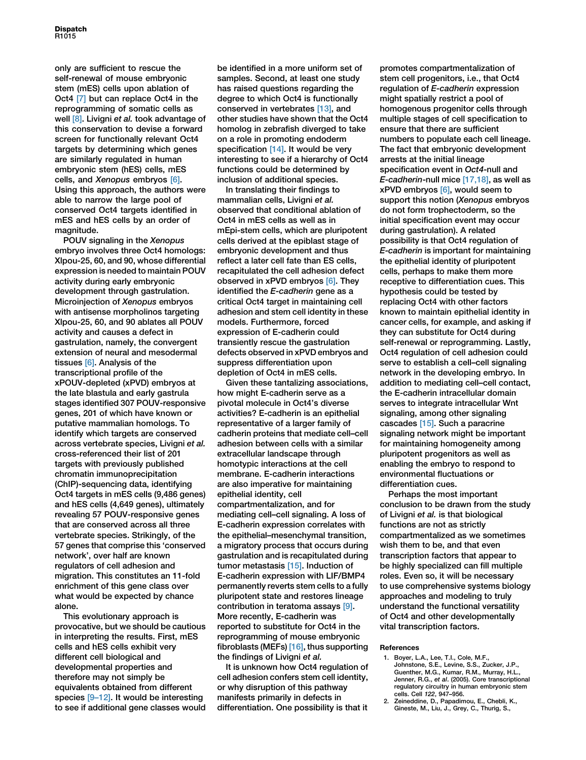only are sufficient to rescue the self-renewal of mouse embryonic stem (mES) cells upon ablation of Oct4 [7] but can replace Oct4 in the reprogramming of somatic cells as well [8]. Livigni *et al.* took advantage of this conservation to devise a forward screen for functionally relevant Oct4 targets by determining which genes are similarly regulated in human embryonic stem (hES) cells, mES cells, and *Xenopus* embryos [6]. Using this approach, the authors were able to narrow the large pool of conserved Oct4 targets identified in mES and hES cells by an order of magnitude.

POUV signaling in the *Xenopus* embryo involves three Oct4 homologs: Xlpou-25, 60, and 90, whose differential expression is needed to maintain POUV activity during early embryonic development through gastrulation. Microinjection of *Xenopus* embryos with antisense morpholinos targeting Xlpou-25, 60, and 90 ablates all POUV activity and causes a defect in gastrulation, namely, the convergent extension of neural and mesodermal tissues [6]. Analysis of the transcriptional profile of the xPOUV-depleted (xPVD) embryos at the late blastula and early gastrula stages identified 307 POUV-responsive genes, 201 of which have known or putative mammalian homologs. To identify which targets are conserved across vertebrate species, Livigni *et al.* cross-referenced their list of 201 targets with previously published chromatin immunoprecipitation (ChIP)-sequencing data, identifying Oct4 targets in mES cells (9,486 genes) and hES cells (4,649 genes), ultimately revealing 57 POUV-responsive genes that are conserved across all three vertebrate species. Strikingly, of the 57 genes that comprise this 'conserved network', over half are known regulators of cell adhesion and migration. This constitutes an 11-fold enrichment of this gene class over what would be expected by chance alone.

This evolutionary approach is provocative, but we should be cautious in interpreting the results. First, mES cells and hES cells exhibit very different cell biological and developmental properties and therefore may not simply be equivalents obtained from different species [9–12]. It would be interesting to see if additional gene classes would be identified in a more uniform set of samples. Second, at least one study has raised questions regarding the degree to which Oct4 is functionally conserved in vertebrates [13], and other studies have shown that the Oct4 homolog in zebrafish diverged to take on a role in promoting endoderm specification [14]. It would be very interesting to see if a hierarchy of Oct4 functions could be determined by inclusion of additional species.

In translating their findings to mammalian cells, Livigni *et al.* observed that conditional ablation of Oct4 in mES cells as well as in mEpi-stem cells, which are pluripotent cells derived at the epiblast stage of embryonic development and thus reflect a later cell fate than ES cells, recapitulated the cell adhesion defect observed in xPVD embryos [6]. They identified the *E-cadherin* gene as a critical Oct4 target in maintaining cell adhesion and stem cell identity in these models. Furthermore, forced expression of E-cadherin could transiently rescue the gastrulation defects observed in xPVD embryos and suppress differentiation upon depletion of Oct4 in mES cells.

Given these tantalizing associations, how might E-cadherin serve as a pivotal molecule in Oct4's diverse activities? E-cadherin is an epithelial representative of a larger family of cadherin proteins that mediate cell–cell adhesion between cells with a similar extracellular landscape through homotypic interactions at the cell membrane. E-cadherin interactions are also imperative for maintaining epithelial identity, cell compartmentalization, and for mediating cell–cell signaling. A loss of E-cadherin expression correlates with the epithelial–mesenchymal transition, a migratory process that occurs during gastrulation and is recapitulated during tumor metastasis [15]. Induction of E-cadherin expression with LIF/BMP4 permanently reverts stem cells to a fully pluripotent state and restores lineage contribution in teratoma assays [9]. More recently, E-cadherin was reported to substitute for Oct4 in the reprogramming of mouse embryonic fibroblasts (MEFs) [16], thus supporting the findings of Livigni *et al.*

It is unknown how Oct4 regulation of cell adhesion confers stem cell identity, or why disruption of this pathway manifests primarily in defects in differentiation. One possibility is that it promotes compartmentalization of stem cell progenitors, i.e., that Oct4 regulation of *E-cadherin* expression might spatially restrict a pool of homogenous progenitor cells through multiple stages of cell specification to ensure that there are sufficient numbers to populate each cell lineage. The fact that embryonic development arrests at the initial lineage specification event in *Oct4*-null and *E-cadherin*-null mice [17,18], as well as xPVD embryos [6], would seem to support this notion (*Xenopus* embryos do not form trophectoderm, so the initial specification event may occur during gastrulation). A related possibility is that Oct4 regulation of *E-cadherin* is important for maintaining the epithelial identity of pluripotent cells, perhaps to make them more receptive to differentiation cues. This hypothesis could be tested by replacing Oct4 with other factors known to maintain epithelial identity in cancer cells, for example, and asking if they can substitute for Oct4 during self-renewal or reprogramming. Lastly, Oct4 regulation of cell adhesion could serve to establish a cell–cell signaling network in the developing embryo. In addition to mediating cell–cell contact, the E-cadherin intracellular domain serves to integrate intracellular Wnt signaling, among other signaling cascades [15]. Such a paracrine signaling network might be important for maintaining homogeneity among pluripotent progenitors as well as enabling the embryo to respond to environmental fluctuations or differentiation cues.

Perhaps the most important conclusion to be drawn from the study of Livigni *et al.* is that biological functions are not as strictly compartmentalized as we sometimes wish them to be, and that even transcription factors that appear to be highly specialized can fill multiple roles. Even so, it will be necessary to use comprehensive systems biology approaches and modeling to truly understand the functional versatility of Oct4 and other developmentally vital transcription factors.

### References

1. Boyer, L.A., Lee, T.I., Cole, M.F., Johnstone, S.E., Levine, S.S., Zucker, J.P., Guenther, M.G., Kumar, R.M., Murray, H.L., Jenner, R.G., *et al.* (2005). Core transcriptional regulatory circuitry in human embryonic stem cells. Cell *122*, 947–956.
2. Zeineddine, D., Papadimou, E., Chebli, K., Gineste, M., Liu, J., Grey, C., Thurig, S.,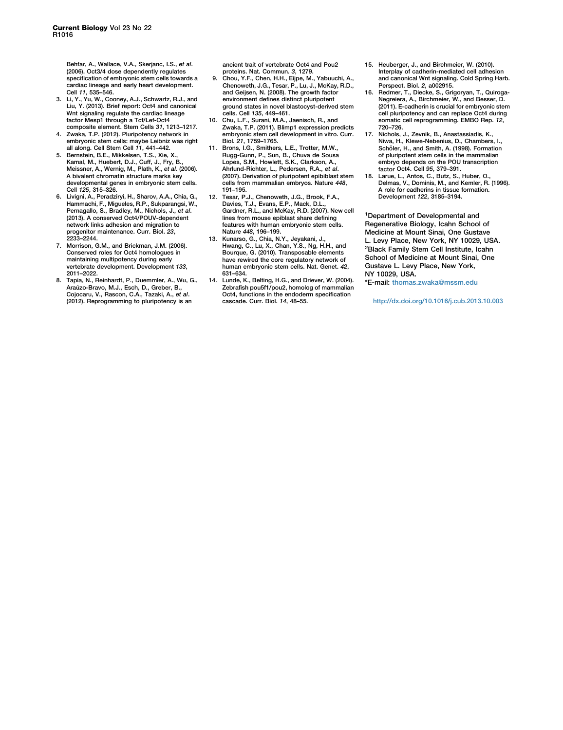Behfar, A., Wallace, V.A., Skerjanc, I.S., *et al*. (2006). Oct3/4 dose dependently regulates specification of embryonic stem cells towards a cardiac lineage and early heart development. Cell *11*, 535–546.

3. Li, Y., Yu, W., Cooney, A.J., Schwartz, R.J., and Liu, Y. (2013). Brief report: Oct4 and canonical Wnt signaling regulate the cardiac lineage factor Mesp1 through a Tcf/Lef-Oct4 composite element. Stem Cells *31*, 1213–1217.
4. Zwaka, T.P. (2012). Pluripotency network in embryonic stem cells: maybe Leibniz was right all along. Cell Stem Cell *11*, 441–442.
5. Bernstein, B.E., Mikkelsen, T.S., Xie, X., Kamal, M., Huebert, D.J., Cuff, J., Fry, B., Meissner, A., Wernig, M., Plath, K., *et al*. (2006). A bivalent chromatin structure marks key developmental genes in embryonic stem cells. Cell *125*, 315–326.
6. Livigni, A., Peradziryi, H., Sharov, A.A., Chia, G., Hammachi, F., Migueles, R.P., Sukparangsi, W., Pernagallo, S., Bradley, M., Nichols, J., *et al*. (2013). A conserved Oct4/POUV-dependent network links adhesion and migration to progenitor maintenance. Curr. Biol. *23*, 2233–2244.
7. Morrison, G.M., and Brickman, J.M. (2006). Conserved roles for Oct4 homologues in maintaining multipotency during early vertebrate development. Development *133*, 2011–2022.
8. Tapia, N., Reinhardt, P., Duemmler, A., Wu, G., Araúzo-Bravo, M.J., Esch, D., Greber, B., Cojocaru, V., Rascon, C.A., Tazaki, A., *et al*. (2012). Reprogramming to pluripotency is an ancient trait of vertebrate Oct4 and Pou2 proteins. Nat. Commun. *3*, 1279.
9. Chou, Y.F., Chen, H.H., Eijpe, M., Yabuuchi, A., Chenoweth, J.G., Tesar, P., Lu, J., McKay, R.D., and Geijsen, N. (2008). The growth factor environment defines distinct pluripotent ground states in novel blastocyst-derived stem cells. Cell *135*, 449–461.
10. Chu, L.F., Surani, M.A., Jaenisch, R., and Zwaka, T.P. (2011). Blimp1 expression predicts embryonic stem cell development in vitro. Curr. Biol. *21*, 1759–1765.
11. Brons, I.G., Smithers, L.E., Trotter, M.W., Rugg-Gunn, P., Sun, B., Chuva de Sousa Lopes, S.M., Howlett, S.K., Clarkson, A., Ahrlund-Richter, L., Pedersen, R.A., *et al*. (2007). Derivation of pluripotent epiblast stem cells from mammalian embryos. Nature *448*, 191–195.
12. Tesar, P.J., Chenoweth, J.G., Brook, F.A., Davies, T.J., Evans, E.P., Mack, D.L., Gardner, R.L., and McKay, R.D. (2007). New cell lines from mouse epiblast share defining features with human embryonic stem cells. Nature *448*, 196–199.
13. Kunarso, G., Chia, N.Y., Jeyakani, J., Hwang, C., Lu, X., Chan, Y.S., Ng, H.H., and Bourque, G. (2010). Transposable elements have rewired the core regulatory network of human embryonic stem cells. Nat. Genet. *42*, 631–634.
14. Lunde, K., Belting, H.G., and Driever, W. (2004). Zebrafish pou5f1/pou2, homolog of mammalian Oct4, functions in the endoderm specification cascade. Curr. Biol. *14*, 48–55.
15. Heuberger, J., and Birchmeier, W. (2010). Interplay of cadherin-mediated cell adhesion and canonical Wnt signaling. Cold Spring Harb. Perspect. Biol. *2*, a002915.
16. Redmer, T., Diecke, S., Grigoryan, T., Quiroga-Negreiera, A., Birchmeier, W., and Besser, D. (2011). E-cadherin is crucial for embryonic stem cell pluripotency and can replace Oct4 during somatic cell reprogramming. EMBO Rep. *12*, 720–726.
17. Nichols, J., Zevnik, B., Anastassiadis, K., Niwa, H., Klewe-Nebenius, D., Chambers, I., Schöler, H., and Smith, A. (1998). Formation of pluripotent stem cells in the mammalian embryo depends on the POU transcription factor Oct4. Cell *95*, 379–391.
18. Larue, L., Antos, C., Butz, S., Huber, O., Delmas, V., Dominis, M., and Kemler, R. (1996). A role for cadherins in tissue formation. Development *122*, 3185–3194.

[1]Department of Developmental and Regenerative Biology, Icahn School of Medicine at Mount Sinai, One Gustave L. Levy Place, New York, NY 10029, USA. [2]Black Family Stem Cell Institute, Icahn School of Medicine at Mount Sinai, One Gustave L. Levy Place, New York, NY 10029, USA.
*E-mail: thomas.zwaka@mssm.edu

http://dx.doi.org/10.1016/j.cub.2013.10.003